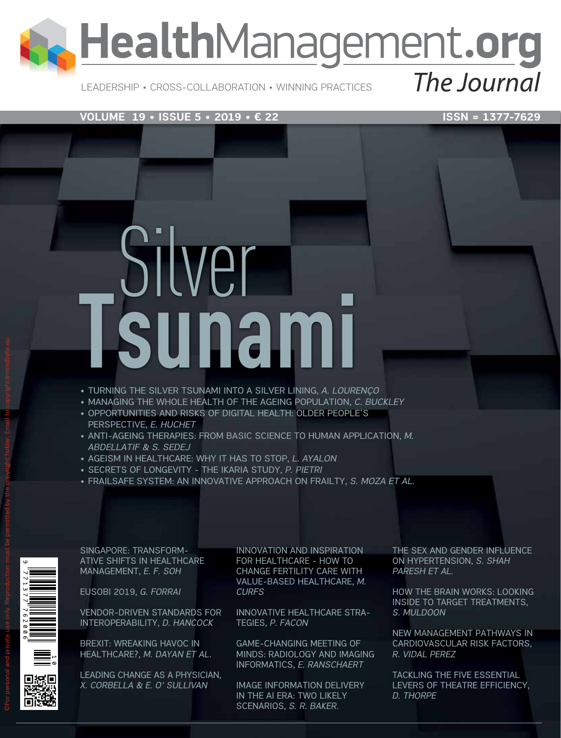# HealthManagement.org

## The Journal

LEADERSHIP • CROSS-COLLABORATION • WINNING PRACTICES

**VOLUME 19 • ISSUE 5 • 2019 • € 22** **ISSN = 1377-7629**

# Silver Tsunami

- TURNING THE SILVER TSUNAMI INTO A SILVER LINING, *A. LOURENÇO*
- MANAGING THE WHOLE HEALTH OF THE AGEING POPULATION, *C. BUCKLEY*
- OPPORTUNITIES AND RISKS OF DIGITAL HEALTH: OLDER PEOPLE'S PERSPECTIVE, *E. HUCHET*
- ANTI-AGEING THERAPIES: FROM BASIC SCIENCE TO HUMAN APPLICATION, *M. ABDELLATIF & S. SEDEJ*
- AGEISM IN HEALTHCARE: WHY IT HAS TO STOP, *L. AYALON*
- SECRETS OF LONGEVITY - THE IKARIA STUDY, *P. PIETRI*
- FRAILSAFE SYSTEM: AN INNOVATIVE APPROACH ON FRAILTY, *S. MOZA ET AL.*

SINGAPORE: TRANSFORMATIVE SHIFTS IN HEALTHCARE MANAGEMENT, *E. F. SOH*

EUSOBI 2019, *G. FORRAI*

VENDOR-DRIVEN STANDARDS FOR INTEROPERABILITY, *D. HANCOCK*

BREXIT: WREAKING HAVOC IN HEALTHCARE?, *M. DAYAN ET AL.*

LEADING CHANGE AS A PHYSICIAN, *X. CORBELLA & E. O' SULLIVAN*

INNOVATION AND INSPIRATION FOR HEALTHCARE - HOW TO CHANGE FERTILITY CARE WITH VALUE-BASED HEALTHCARE, *M. CURFS*

INNOVATIVE HEALTHCARE STRATEGIES, *P. FACON*

GAME-CHANGING MEETING OF MINDS: RADIOLOGY AND IMAGING INFORMATICS, *E. RANSCHAERT*

IMAGE INFORMATION DELIVERY IN THE AI ERA: TWO LIKELY SCENARIOS, *S. R. BAKER.*

THE SEX AND GENDER INFLUENCE ON HYPERTENSION, *S. SHAH PARESH ET AL.*

HOW THE BRAIN WORKS: LOOKING INSIDE TO TARGET TREATMENTS, *S. MULDOON*

NEW MANAGEMENT PATHWAYS IN CARDIOVASCULAR RISK FACTORS, *R. VIDAL PEREZ*

TACKLING THE FIVE ESSENTIAL LEVERS OF THEATRE EFFICIENCY, *D. THORPE*

©For personal and private use only. Reproduction must be permitted by the copyright holder. Email to copyright@mindbyte.eu.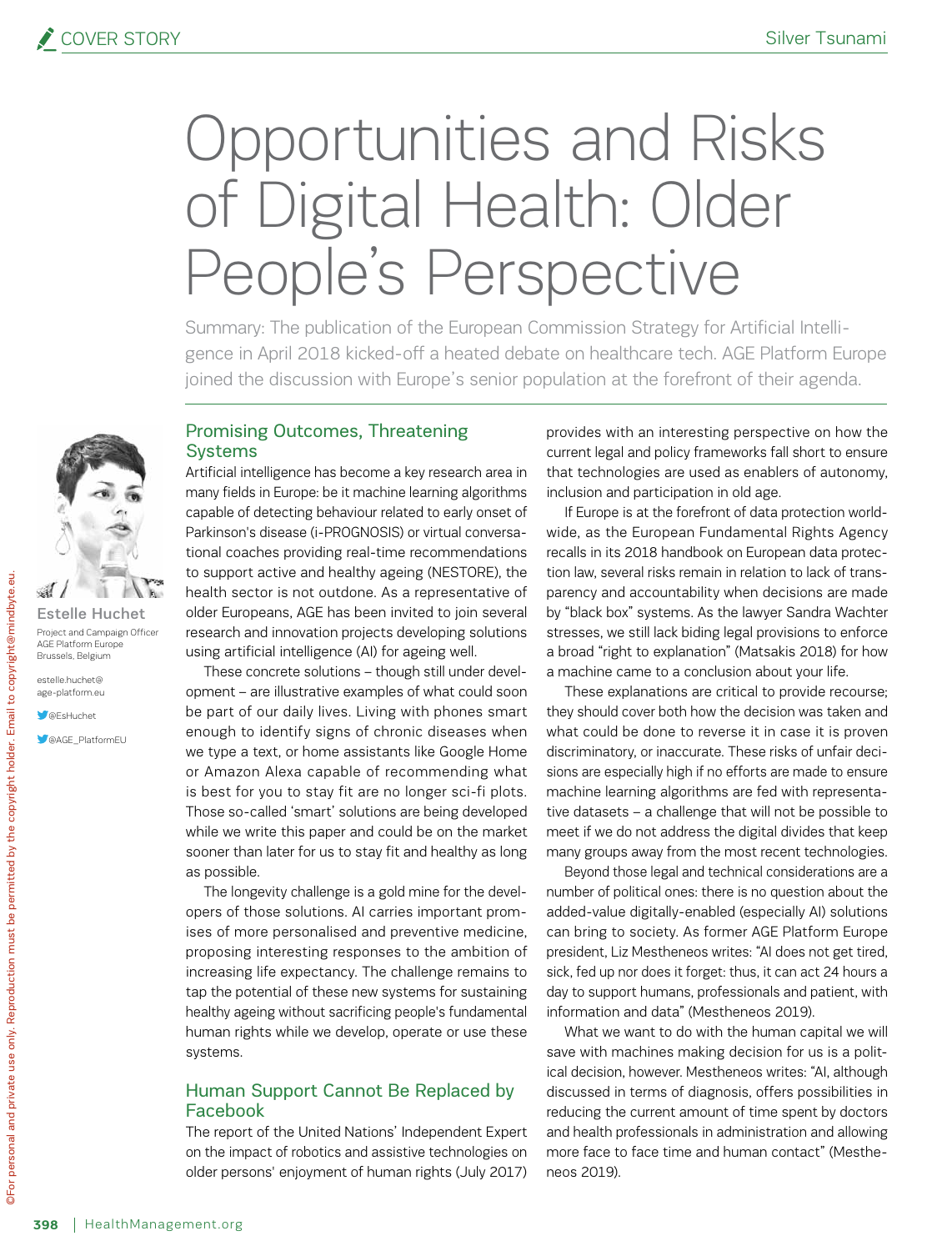COVER STORY

# Opportunities and Risks of Digital Health: Older People's Perspective

Summary: The publication of the European Commission Strategy for Artificial Intelligence in April 2018 kicked-off a heated debate on healthcare tech. AGE Platform Europe joined the discussion with Europe's senior population at the forefront of their agenda.

Estelle Huchet
Project and Campaign Officer
AGE Platform Europe
Brussels, Belgium

estelle.huchet@age-platform.eu

@EsHuchet

@AGE_PlatformEU

## Promising Outcomes, Threatening Systems

Artificial intelligence has become a key research area in many fields in Europe: be it machine learning algorithms capable of detecting behaviour related to early onset of Parkinson's disease (i-PROGNOSIS) or virtual conversational coaches providing real-time recommendations to support active and healthy ageing (NESTORE), the health sector is not outdone. As a representative of older Europeans, AGE has been invited to join several research and innovation projects developing solutions using artificial intelligence (AI) for ageing well.

These concrete solutions – though still under development – are illustrative examples of what could soon be part of our daily lives. Living with phones smart enough to identify signs of chronic diseases when we type a text, or home assistants like Google Home or Amazon Alexa capable of recommending what is best for you to stay fit are no longer sci-fi plots. Those so-called 'smart' solutions are being developed while we write this paper and could be on the market sooner than later for us to stay fit and healthy as long as possible.

The longevity challenge is a gold mine for the developers of those solutions. AI carries important promises of more personalised and preventive medicine, proposing interesting responses to the ambition of increasing life expectancy. The challenge remains to tap the potential of these new systems for sustaining healthy ageing without sacrificing people's fundamental human rights while we develop, operate or use these systems.

## Human Support Cannot Be Replaced by Facebook

The report of the United Nations' Independent Expert on the impact of robotics and assistive technologies on older persons' enjoyment of human rights (July 2017) provides with an interesting perspective on how the current legal and policy frameworks fall short to ensure that technologies are used as enablers of autonomy, inclusion and participation in old age.

If Europe is at the forefront of data protection worldwide, as the European Fundamental Rights Agency recalls in its 2018 handbook on European data protection law, several risks remain in relation to lack of transparency and accountability when decisions are made by "black box" systems. As the lawyer Sandra Wachter stresses, we still lack biding legal provisions to enforce a broad "right to explanation" (Matsakis 2018) for how a machine came to a conclusion about your life.

These explanations are critical to provide recourse; they should cover both how the decision was taken and what could be done to reverse it in case it is proven discriminatory, or inaccurate. These risks of unfair decisions are especially high if no efforts are made to ensure machine learning algorithms are fed with representative datasets – a challenge that will not be possible to meet if we do not address the digital divides that keep many groups away from the most recent technologies.

Beyond those legal and technical considerations are a number of political ones: there is no question about the added-value digitally-enabled (especially AI) solutions can bring to society. As former AGE Platform Europe president, Liz Mestheneos writes: "AI does not get tired, sick, fed up nor does it forget: thus, it can act 24 hours a day to support humans, professionals and patient, with information and data" (Mestheneos 2019).

What we want to do with the human capital we will save with machines making decision for us is a political decision, however. Mestheneos writes: "AI, although discussed in terms of diagnosis, offers possibilities in reducing the current amount of time spent by doctors and health professionals in administration and allowing more face to face time and human contact" (Mestheneos 2019).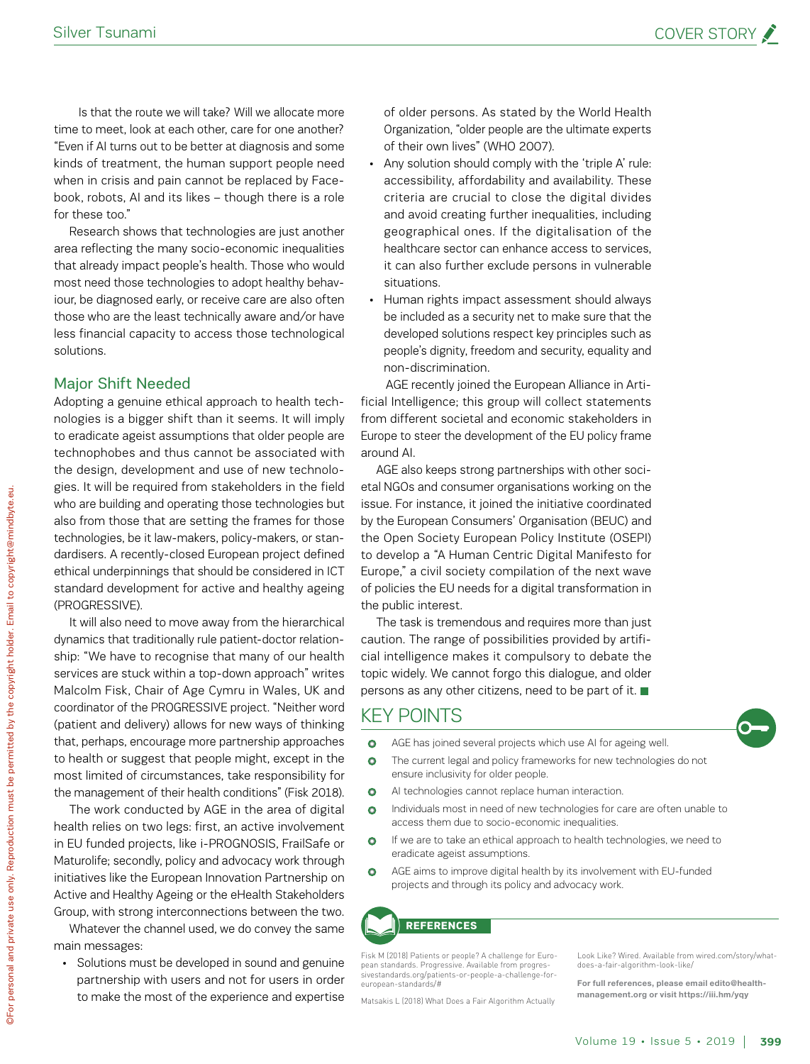Is that the route we will take? Will we allocate more time to meet, look at each other, care for one another? "Even if AI turns out to be better at diagnosis and some kinds of treatment, the human support people need when in crisis and pain cannot be replaced by Facebook, robots, AI and its likes – though there is a role for these too."

Research shows that technologies are just another area reflecting the many socio-economic inequalities that already impact people's health. Those who would most need those technologies to adopt healthy behaviour, be diagnosed early, or receive care are also often those who are the least technically aware and/or have less financial capacity to access those technological solutions.

## Major Shift Needed

Adopting a genuine ethical approach to health technologies is a bigger shift than it seems. It will imply to eradicate ageist assumptions that older people are technophobes and thus cannot be associated with the design, development and use of new technologies. It will be required from stakeholders in the field who are building and operating those technologies but also from those that are setting the frames for those technologies, be it law-makers, policy-makers, or standardisers. A recently-closed European project defined ethical underpinnings that should be considered in ICT standard development for active and healthy ageing (PROGRESSIVE).

It will also need to move away from the hierarchical dynamics that traditionally rule patient-doctor relationship: "We have to recognise that many of our health services are stuck within a top-down approach" writes Malcolm Fisk, Chair of Age Cymru in Wales, UK and coordinator of the PROGRESSIVE project. "Neither word (patient and delivery) allows for new ways of thinking that, perhaps, encourage more partnership approaches to health or suggest that people might, except in the most limited of circumstances, take responsibility for the management of their health conditions" (Fisk 2018).

The work conducted by AGE in the area of digital health relies on two legs: first, an active involvement in EU funded projects, like i-PROGNOSIS, FrailSafe or Maturolife; secondly, policy and advocacy work through initiatives like the European Innovation Partnership on Active and Healthy Ageing or the eHealth Stakeholders Group, with strong interconnections between the two.

Whatever the channel used, we do convey the same main messages:

- Solutions must be developed in sound and genuine partnership with users and not for users in order to make the most of the experience and expertise of older persons. As stated by the World Health Organization, "older people are the ultimate experts of their own lives" (WHO 2007).
- Any solution should comply with the 'triple A' rule: accessibility, affordability and availability. These criteria are crucial to close the digital divides and avoid creating further inequalities, including geographical ones. If the digitalisation of the healthcare sector can enhance access to services, it can also further exclude persons in vulnerable situations.
- Human rights impact assessment should always be included as a security net to make sure that the developed solutions respect key principles such as people's dignity, freedom and security, equality and non-discrimination.

AGE recently joined the European Alliance in Artificial Intelligence; this group will collect statements from different societal and economic stakeholders in Europe to steer the development of the EU policy frame around AI.

AGE also keeps strong partnerships with other societal NGOs and consumer organisations working on the issue. For instance, it joined the initiative coordinated by the European Consumers' Organisation (BEUC) and the Open Society European Policy Institute (OSEPI) to develop a "A Human Centric Digital Manifesto for Europe," a civil society compilation of the next wave of policies the EU needs for a digital transformation in the public interest.

The task is tremendous and requires more than just caution. The range of possibilities provided by artificial intelligence makes it compulsory to debate the topic widely. We cannot forgo this dialogue, and older persons as any other citizens, need to be part of it. ■

## KEY POINTS

- AGE has joined several projects which use AI for ageing well.
- The current legal and policy frameworks for new technologies do not ensure inclusivity for older people.
- AI technologies cannot replace human interaction.
- Individuals most in need of new technologies for care are often unable to access them due to socio-economic inequalities.
- If we are to take an ethical approach to health technologies, we need to eradicate ageist assumptions.
- AGE aims to improve digital health by its involvement with EU-funded projects and through its policy and advocacy work.

### REFERENCES

Fisk M (2018) Patients or people? A challenge for European standards. Progressive. Available from progressivestandards.org/patients-or-people-a-challenge-for-european-standards/#

Matsakis L (2018) What Does a Fair Algorithm Actually Look Like? Wired. Available from wired.com/story/what-does-a-fair-algorithm-look-like/

**For full references, please email edito@healthmanagement.org or visit https://iii.hm/yqy**